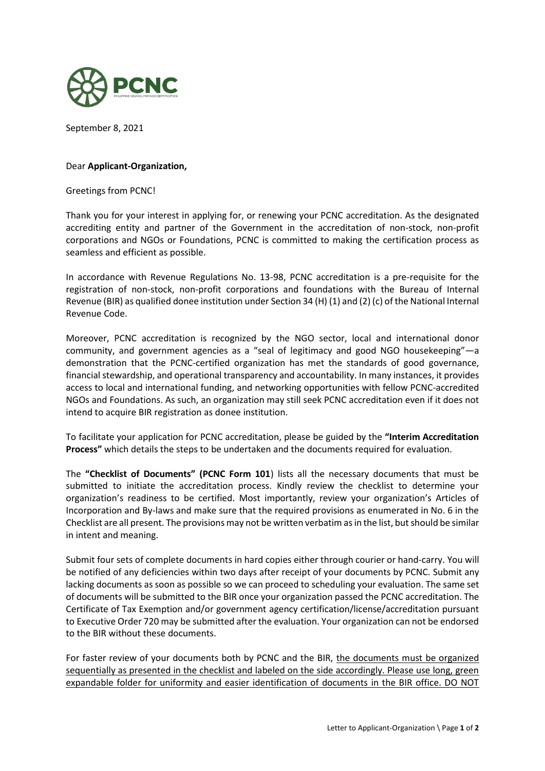September 8, 2021

Dear **Applicant-Organization,**

Greetings from PCNC!

Thank you for your interest in applying for, or renewing your PCNC accreditation. As the designated accrediting entity and partner of the Government in the accreditation of non-stock, non-profit corporations and NGOs or Foundations, PCNC is committed to making the certification process as seamless and efficient as possible.

In accordance with Revenue Regulations No. 13-98, PCNC accreditation is a pre-requisite for the registration of non-stock, non-profit corporations and foundations with the Bureau of Internal Revenue (BIR) as qualified donee institution under Section 34 (H) (1) and (2) (c) of the National Internal Revenue Code.

Moreover, PCNC accreditation is recognized by the NGO sector, local and international donor community, and government agencies as a "seal of legitimacy and good NGO housekeeping"—a demonstration that the PCNC-certified organization has met the standards of good governance, financial stewardship, and operational transparency and accountability. In many instances, it provides access to local and international funding, and networking opportunities with fellow PCNC-accredited NGOs and Foundations. As such, an organization may still seek PCNC accreditation even if it does not intend to acquire BIR registration as donee institution.

To facilitate your application for PCNC accreditation, please be guided by the **"Interim Accreditation Process"** which details the steps to be undertaken and the documents required for evaluation.

The **"Checklist of Documents" (PCNC Form 101**) lists all the necessary documents that must be submitted to initiate the accreditation process. Kindly review the checklist to determine your organization's readiness to be certified. Most importantly, review your organization's Articles of Incorporation and By-laws and make sure that the required provisions as enumerated in No. 6 in the Checklist are all present. The provisions may not be written verbatim as in the list, but should be similar in intent and meaning.

Submit four sets of complete documents in hard copies either through courier or hand-carry. You will be notified of any deficiencies within two days after receipt of your documents by PCNC. Submit any lacking documents as soon as possible so we can proceed to scheduling your evaluation. The same set of documents will be submitted to the BIR once your organization passed the PCNC accreditation. The Certificate of Tax Exemption and/or government agency certification/license/accreditation pursuant to Executive Order 720 may be submitted after the evaluation. Your organization can not be endorsed to the BIR without these documents.

For faster review of your documents both by PCNC and the BIR, <u>the documents must be organized sequentially as presented in the checklist and labeled on the side accordingly. Please use long, green expandable folder for uniformity and easier identification of documents in the BIR office. DO NOT</u>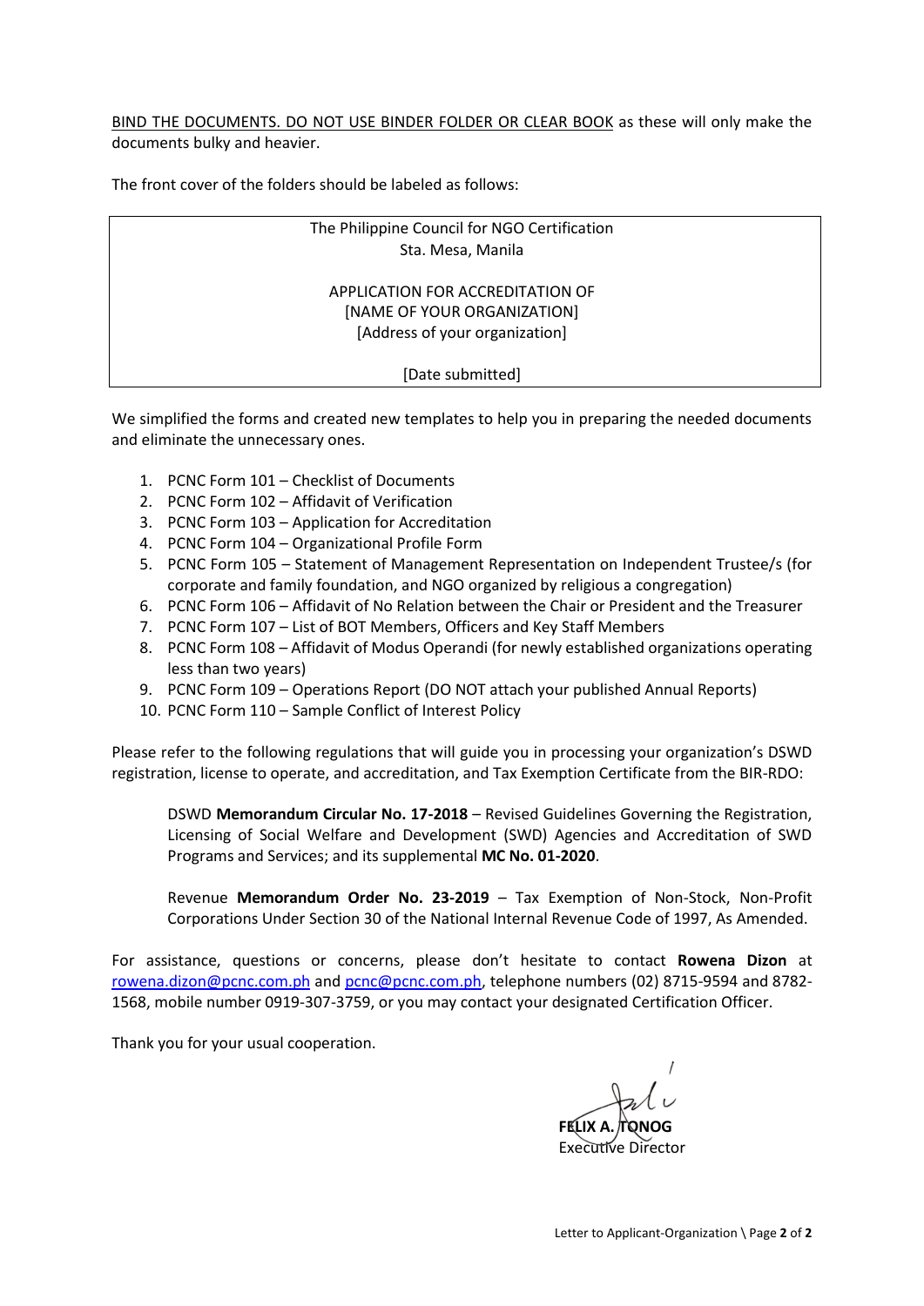<u>BIND THE DOCUMENTS. DO NOT USE BINDER FOLDER OR CLEAR BOOK</u> as these will only make the documents bulky and heavier.

The front cover of the folders should be labeled as follows:

| |
|---|
| The Philippine Council for NGO Certification<br>Sta. Mesa, Manila<br><br>APPLICATION FOR ACCREDITATION OF<br>[NAME OF YOUR ORGANIZATION]<br>[Address of your organization]<br><br>[Date submitted] |

We simplified the forms and created new templates to help you in preparing the needed documents and eliminate the unnecessary ones.

1. PCNC Form 101 – Checklist of Documents
2. PCNC Form 102 – Affidavit of Verification
3. PCNC Form 103 – Application for Accreditation
4. PCNC Form 104 – Organizational Profile Form
5. PCNC Form 105 – Statement of Management Representation on Independent Trustee/s (for corporate and family foundation, and NGO organized by religious a congregation)
6. PCNC Form 106 – Affidavit of No Relation between the Chair or President and the Treasurer
7. PCNC Form 107 – List of BOT Members, Officers and Key Staff Members
8. PCNC Form 108 – Affidavit of Modus Operandi (for newly established organizations operating less than two years)
9. PCNC Form 109 – Operations Report (DO NOT attach your published Annual Reports)
10. PCNC Form 110 – Sample Conflict of Interest Policy

Please refer to the following regulations that will guide you in processing your organization's DSWD registration, license to operate, and accreditation, and Tax Exemption Certificate from the BIR-RDO:

> DSWD **Memorandum Circular No. 17-2018** – Revised Guidelines Governing the Registration, Licensing of Social Welfare and Development (SWD) Agencies and Accreditation of SWD Programs and Services; and its supplemental **MC No. 01-2020**.
>
> Revenue **Memorandum Order No. 23-2019** – Tax Exemption of Non-Stock, Non-Profit Corporations Under Section 30 of the National Internal Revenue Code of 1997, As Amended.

For assistance, questions or concerns, please don't hesitate to contact **Rowena Dizon** at rowena.dizon@pcnc.com.ph and pcnc@pcnc.com.ph, telephone numbers (02) 8715-9594 and 8782-1568, mobile number 0919-307-3759, or you may contact your designated Certification Officer.

Thank you for your usual cooperation.

**FELIX A. TONOG**
Executive Director